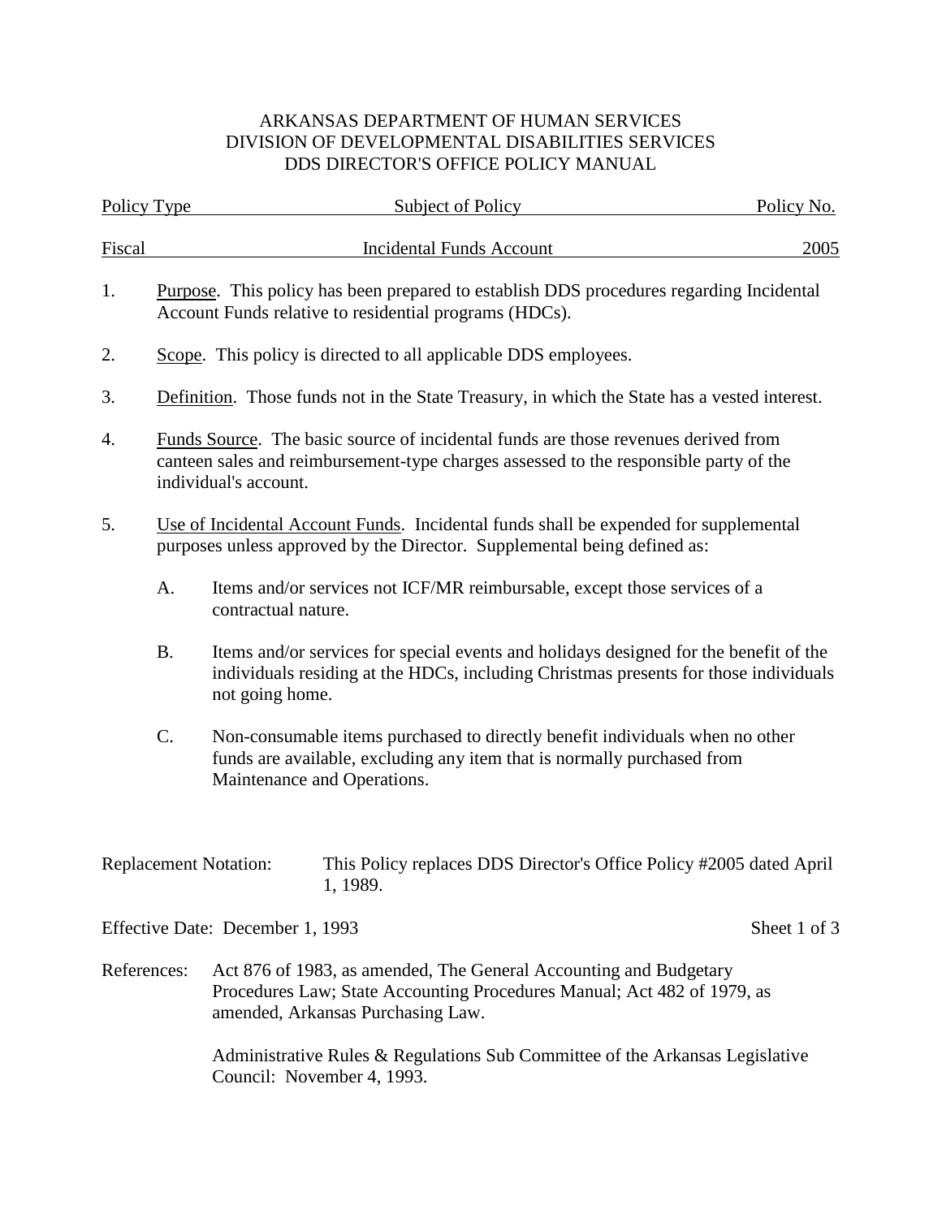# ARKANSAS DEPARTMENT OF HUMAN SERVICES
## DIVISION OF DEVELOPMENTAL DISABILITIES SERVICES
## DDS DIRECTOR'S OFFICE POLICY MANUAL

| Policy Type | Subject of Policy | Policy No. |
|---|---|---|
| Fiscal | Incidental Funds Account | 2005 |

1. Purpose. This policy has been prepared to establish DDS procedures regarding Incidental Account Funds relative to residential programs (HDCs).

2. Scope. This policy is directed to all applicable DDS employees.

3. Definition. Those funds not in the State Treasury, in which the State has a vested interest.

4. Funds Source. The basic source of incidental funds are those revenues derived from canteen sales and reimbursement-type charges assessed to the responsible party of the individual's account.

5. Use of Incidental Account Funds. Incidental funds shall be expended for supplemental purposes unless approved by the Director. Supplemental being defined as:

   A. Items and/or services not ICF/MR reimbursable, except those services of a contractual nature.

   B. Items and/or services for special events and holidays designed for the benefit of the individuals residing at the HDCs, including Christmas presents for those individuals not going home.

   C. Non-consumable items purchased to directly benefit individuals when no other funds are available, excluding any item that is normally purchased from Maintenance and Operations.

Replacement Notation: This Policy replaces DDS Director's Office Policy #2005 dated April 1, 1989.

Effective Date: December 1, 1993

References: Act 876 of 1983, as amended, The General Accounting and Budgetary Procedures Law; State Accounting Procedures Manual; Act 482 of 1979, as amended, Arkansas Purchasing Law.

Administrative Rules & Regulations Sub Committee of the Arkansas Legislative Council: November 4, 1993.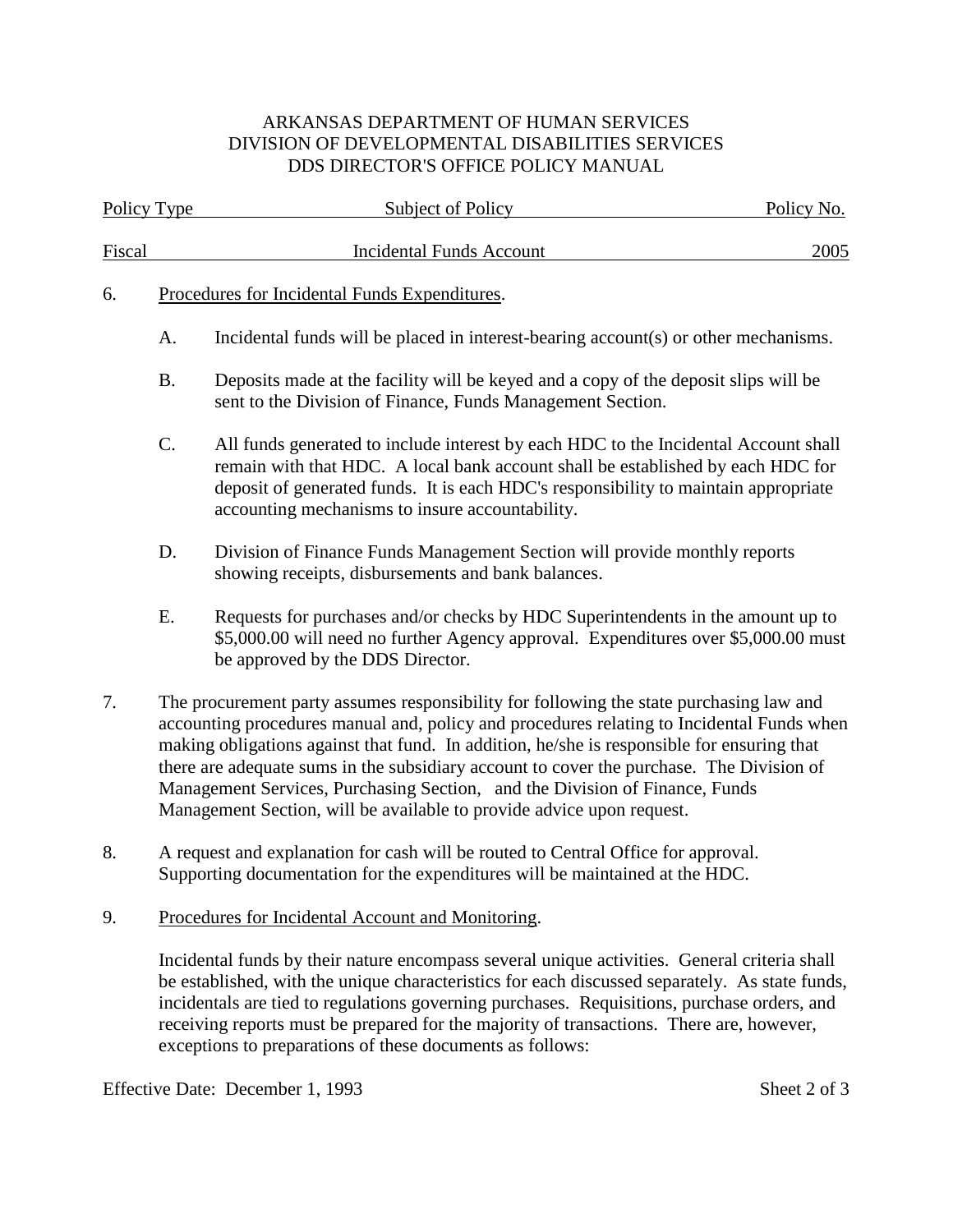6. Procedures for Incidental Funds Expenditures.

   A. Incidental funds will be placed in interest-bearing account(s) or other mechanisms.

   B. Deposits made at the facility will be keyed and a copy of the deposit slips will be sent to the Division of Finance, Funds Management Section.

   C. All funds generated to include interest by each HDC to the Incidental Account shall remain with that HDC. A local bank account shall be established by each HDC for deposit of generated funds. It is each HDC's responsibility to maintain appropriate accounting mechanisms to insure accountability.

   D. Division of Finance Funds Management Section will provide monthly reports showing receipts, disbursements and bank balances.

   E. Requests for purchases and/or checks by HDC Superintendents in the amount up to $5,000.00 will need no further Agency approval. Expenditures over $5,000.00 must be approved by the DDS Director.

7. The procurement party assumes responsibility for following the state purchasing law and accounting procedures manual and, policy and procedures relating to Incidental Funds when making obligations against that fund. In addition, he/she is responsible for ensuring that there are adequate sums in the subsidiary account to cover the purchase. The Division of Management Services, Purchasing Section, and the Division of Finance, Funds Management Section, will be available to provide advice upon request.

8. A request and explanation for cash will be routed to Central Office for approval. Supporting documentation for the expenditures will be maintained at the HDC.

9. Procedures for Incidental Account and Monitoring.

   Incidental funds by their nature encompass several unique activities. General criteria shall be established, with the unique characteristics for each discussed separately. As state funds, incidentals are tied to regulations governing purchases. Requisitions, purchase orders, and receiving reports must be prepared for the majority of transactions. There are, however, exceptions to preparations of these documents as follows: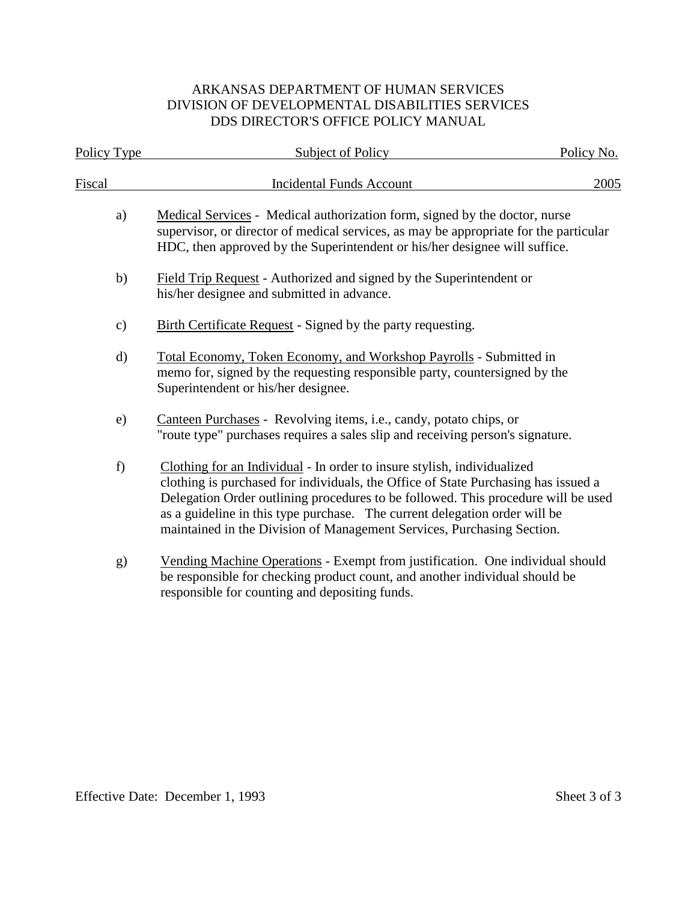a) Medical Services - Medical authorization form, signed by the doctor, nurse supervisor, or director of medical services, as may be appropriate for the particular HDC, then approved by the Superintendent or his/her designee will suffice.

b) Field Trip Request - Authorized and signed by the Superintendent or his/her designee and submitted in advance.

c) Birth Certificate Request - Signed by the party requesting.

d) Total Economy, Token Economy, and Workshop Payrolls - Submitted in memo for, signed by the requesting responsible party, countersigned by the Superintendent or his/her designee.

e) Canteen Purchases - Revolving items, i.e., candy, potato chips, or "route type" purchases requires a sales slip and receiving person's signature.

f) Clothing for an Individual - In order to insure stylish, individualized clothing is purchased for individuals, the Office of State Purchasing has issued a Delegation Order outlining procedures to be followed. This procedure will be used as a guideline in this type purchase. The current delegation order will be maintained in the Division of Management Services, Purchasing Section.

g) Vending Machine Operations - Exempt from justification. One individual should be responsible for checking product count, and another individual should be responsible for counting and depositing funds.